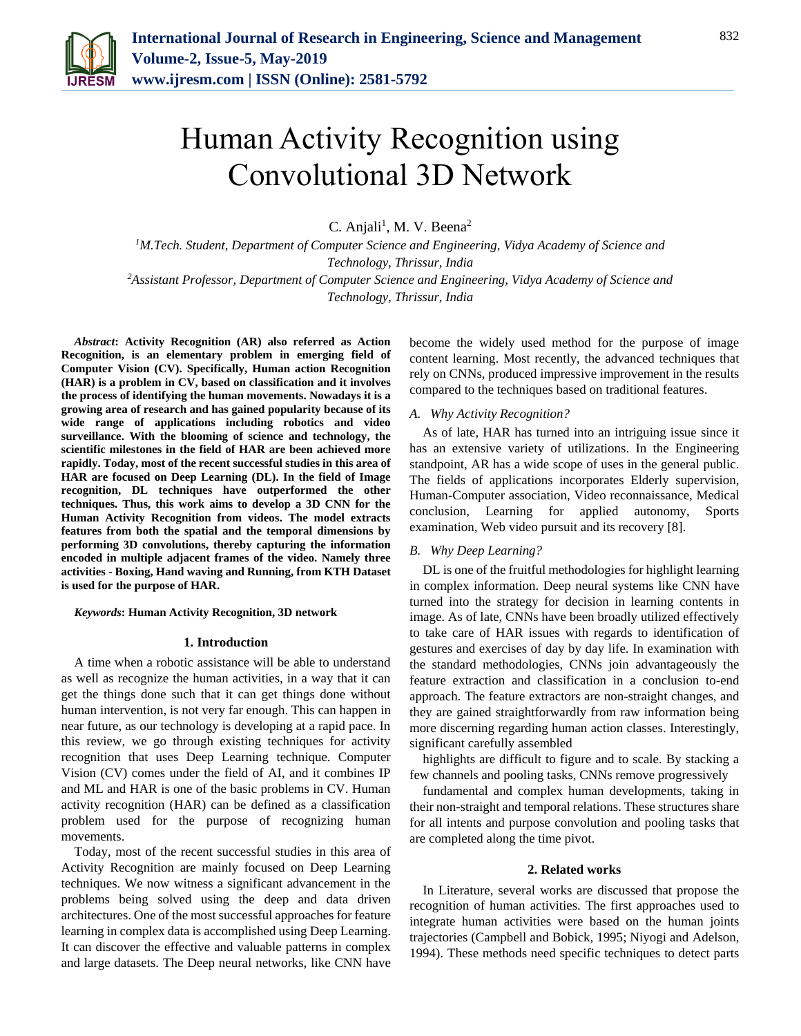# Human Activity Recognition using Convolutional 3D Network

C. Anjali[1], M. V. Beena[2]

[1]M.Tech. Student, Department of Computer Science and Engineering, Vidya Academy of Science and Technology, Thrissur, India

[2]Assistant Professor, Department of Computer Science and Engineering, Vidya Academy of Science and Technology, Thrissur, India

***Abstract*: Activity Recognition (AR) also referred as Action Recognition, is an elementary problem in emerging field of Computer Vision (CV). Specifically, Human action Recognition (HAR) is a problem in CV, based on classification and it involves the process of identifying the human movements. Nowadays it is a growing area of research and has gained popularity because of its wide range of applications including robotics and video surveillance. With the blooming of science and technology, the scientific milestones in the field of HAR are been achieved more rapidly. Today, most of the recent successful studies in this area of HAR are focused on Deep Learning (DL). In the field of Image recognition, DL techniques have outperformed the other techniques. Thus, this work aims to develop a 3D CNN for the Human Activity Recognition from videos. The model extracts features from both the spatial and the temporal dimensions by performing 3D convolutions, thereby capturing the information encoded in multiple adjacent frames of the video. Namely three activities - Boxing, Hand waving and Running, from KTH Dataset is used for the purpose of HAR.**

***Keywords*: Human Activity Recognition, 3D network**

## 1. Introduction

A time when a robotic assistance will be able to understand as well as recognize the human activities, in a way that it can get the things done such that it can get things done without human intervention, is not very far enough. This can happen in near future, as our technology is developing at a rapid pace. In this review, we go through existing techniques for activity recognition that uses Deep Learning technique. Computer Vision (CV) comes under the field of AI, and it combines IP and ML and HAR is one of the basic problems in CV. Human activity recognition (HAR) can be defined as a classification problem used for the purpose of recognizing human movements.

Today, most of the recent successful studies in this area of Activity Recognition are mainly focused on Deep Learning techniques. We now witness a significant advancement in the problems being solved using the deep and data driven architectures. One of the most successful approaches for feature learning in complex data is accomplished using Deep Learning. It can discover the effective and valuable patterns in complex and large datasets. The Deep neural networks, like CNN have become the widely used method for the purpose of image content learning. Most recently, the advanced techniques that rely on CNNs, produced impressive improvement in the results compared to the techniques based on traditional features.

### A. *Why Activity Recognition?*

As of late, HAR has turned into an intriguing issue since it has an extensive variety of utilizations. In the Engineering standpoint, AR has a wide scope of uses in the general public. The fields of applications incorporates Elderly supervision, Human-Computer association, Video reconnaissance, Medical conclusion, Learning for applied autonomy, Sports examination, Web video pursuit and its recovery [8].

### B. *Why Deep Learning?*

DL is one of the fruitful methodologies for highlight learning in complex information. Deep neural systems like CNN have turned into the strategy for decision in learning contents in image. As of late, CNNs have been broadly utilized effectively to take care of HAR issues with regards to identification of gestures and exercises of day by day life. In examination with the standard methodologies, CNNs join advantageously the feature extraction and classification in a conclusion to-end approach. The feature extractors are non-straight changes, and they are gained straightforwardly from raw information being more discerning regarding human action classes. Interestingly, significant carefully assembled

highlights are difficult to figure and to scale. By stacking a few channels and pooling tasks, CNNs remove progressively

fundamental and complex human developments, taking in their non-straight and temporal relations. These structures share for all intents and purpose convolution and pooling tasks that are completed along the time pivot.

## 2. Related works

In Literature, several works are discussed that propose the recognition of human activities. The first approaches used to integrate human activities were based on the human joints trajectories (Campbell and Bobick, 1995; Niyogi and Adelson, 1994). These methods need specific techniques to detect parts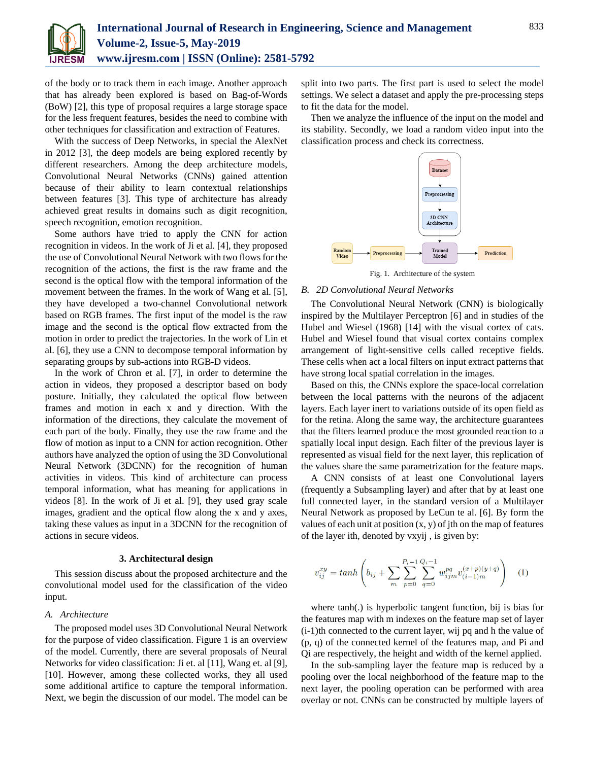of the body or to track them in each image. Another approach that has already been explored is based on Bag-of-Words (BoW) [2], this type of proposal requires a large storage space for the less frequent features, besides the need to combine with other techniques for classification and extraction of Features.

With the success of Deep Networks, in special the AlexNet in 2012 [3], the deep models are being explored recently by different researchers. Among the deep architecture models, Convolutional Neural Networks (CNNs) gained attention because of their ability to learn contextual relationships between features [3]. This type of architecture has already achieved great results in domains such as digit recognition, speech recognition, emotion recognition.

Some authors have tried to apply the CNN for action recognition in videos. In the work of Ji et al. [4], they proposed the use of Convolutional Neural Network with two flows for the recognition of the actions, the first is the raw frame and the second is the optical flow with the temporal information of the movement between the frames. In the work of Wang et al. [5], they have developed a two-channel Convolutional network based on RGB frames. The first input of the model is the raw image and the second is the optical flow extracted from the motion in order to predict the trajectories. In the work of Lin et al. [6], they use a CNN to decompose temporal information by separating groups by sub-actions into RGB-D videos.

In the work of Chron et al. [7], in order to determine the action in videos, they proposed a descriptor based on body posture. Initially, they calculated the optical flow between frames and motion in each x and y direction. With the information of the directions, they calculate the movement of each part of the body. Finally, they use the raw frame and the flow of motion as input to a CNN for action recognition. Other authors have analyzed the option of using the 3D Convolutional Neural Network (3DCNN) for the recognition of human activities in videos. This kind of architecture can process temporal information, what has meaning for applications in videos [8]. In the work of Ji et al. [9], they used gray scale images, gradient and the optical flow along the x and y axes, taking these values as input in a 3DCNN for the recognition of actions in secure videos.

## 3. Architectural design

This session discuss about the proposed architecture and the convolutional model used for the classification of the video input.

### A. Architecture

The proposed model uses 3D Convolutional Neural Network for the purpose of video classification. Figure 1 is an overview of the model. Currently, there are several proposals of Neural Networks for video classification: Ji et. al [11], Wang et. al [9], [10]. However, among these collected works, they all used some additional artifice to capture the temporal information. Next, we begin the discussion of our model. The model can be split into two parts. The first part is used to select the model settings. We select a dataset and apply the pre-processing steps to fit the data for the model.

Then we analyze the influence of the input on the model and its stability. Secondly, we load a random video input into the classification process and check its correctness.

Dataset → Preprocessing → 3D CNN Architecture → Trained Model

Random Video → Preprocessing → Trained Model → Prediction

Fig. 1. Architecture of the system

### B. 2D Convolutional Neural Networks

The Convolutional Neural Network (CNN) is biologically inspired by the Multilayer Perceptron [6] and in studies of the Hubel and Wiesel (1968) [14] with the visual cortex of cats. Hubel and Wiesel found that visual cortex contains complex arrangement of light-sensitive cells called receptive fields. These cells when act a local filters on input extract patterns that have strong local spatial correlation in the images.

Based on this, the CNNs explore the space-local correlation between the local patterns with the neurons of the adjacent layers. Each layer inert to variations outside of its open field as for the retina. Along the same way, the architecture guarantees that the filters learned produce the most grounded reaction to a spatially local input design. Each filter of the previous layer is represented as visual field for the next layer, this replication of the values share the same parametrization for the feature maps.

A CNN consists of at least one Convolutional layers (frequently a Subsampling layer) and after that by at least one full connected layer, in the standard version of a Multilayer Neural Network as proposed by LeCun te al. [6]. By form the values of each unit at position (x, y) of jth on the map of features of the layer ith, denoted by vxyij , is given by:

$$v_{ij}^{xy} = tanh\left(b_{ij} + \sum_{m}\sum_{p=0}^{P_i-1}\sum_{q=0}^{Q_i-1} w_{ijm}^{pq} v_{(i-1)m}^{(x+p)(y+q)}\right) \quad (1)$$

where tanh(.) is hyperbolic tangent function, bij is bias for the features map with m indexes on the feature map set of layer (i-1)th connected to the current layer, wij pq and h the value of (p, q) of the connected kernel of the features map, and Pi and Qi are respectively, the height and width of the kernel applied.

In the sub-sampling layer the feature map is reduced by a pooling over the local neighborhood of the feature map to the next layer, the pooling operation can be performed with area overlay or not. CNNs can be constructed by multiple layers of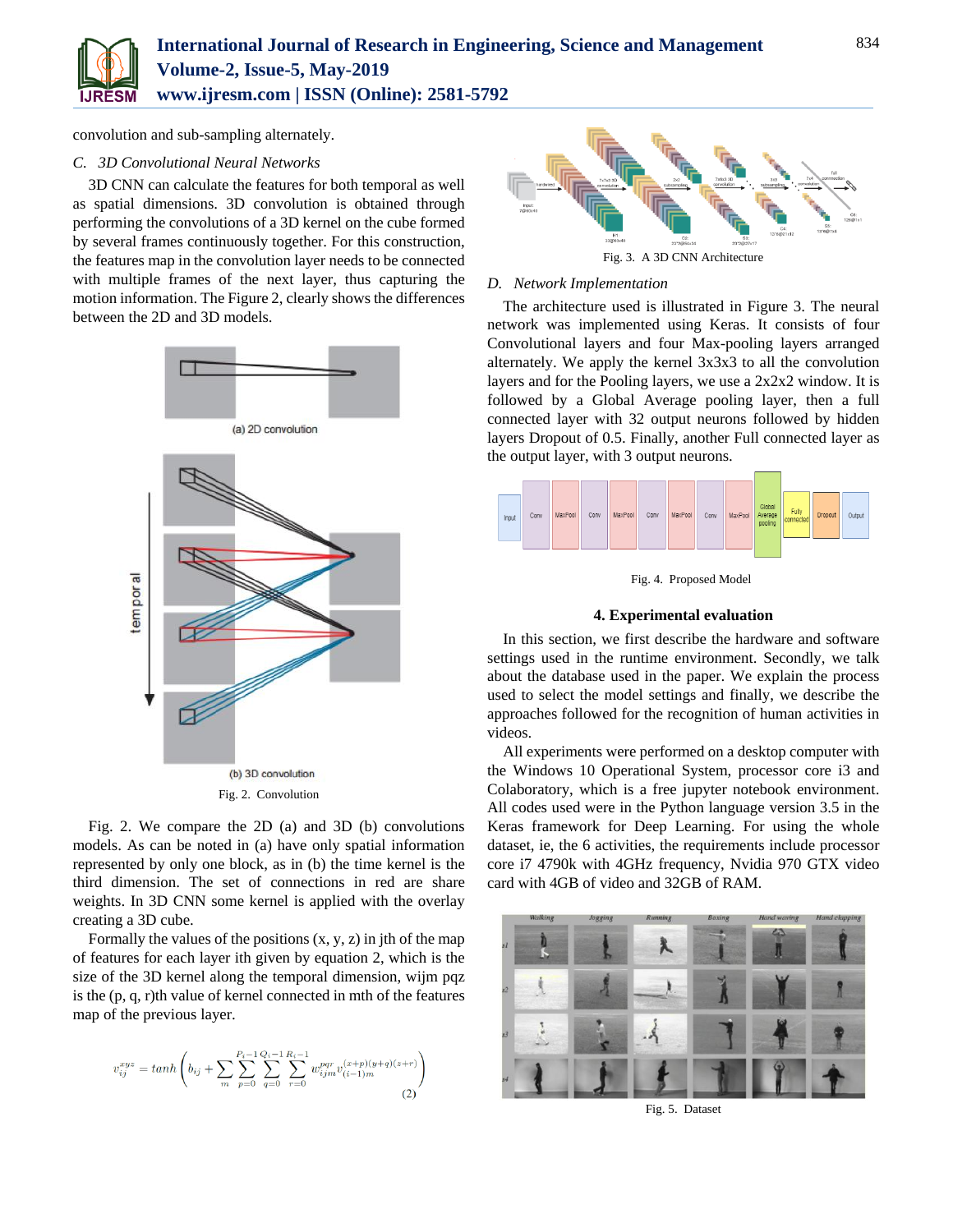convolution and sub-sampling alternately.

*C. 3D Convolutional Neural Networks*

3D CNN can calculate the features for both temporal as well as spatial dimensions. 3D convolution is obtained through performing the convolutions of a 3D kernel on the cube formed by several frames continuously together. For this construction, the features map in the convolution layer needs to be connected with multiple frames of the next layer, thus capturing the motion information. The Figure 2, clearly shows the differences between the 2D and 3D models.

Fig. 2. Convolution

Fig. 2. We compare the 2D (a) and 3D (b) convolutions models. As can be noted in (a) have only spatial information represented by only one block, as in (b) the time kernel is the third dimension. The set of connections in red are share weights. In 3D CNN some kernel is applied with the overlay creating a 3D cube.

Formally the values of the positions (x, y, z) in jth of the map of features for each layer ith given by equation 2, which is the size of the 3D kernel along the temporal dimension, wijm pqz is the (p, q, r)th value of kernel connected in mth of the features map of the previous layer.

$$v_{ij}^{xyz} = tanh\left(b_{ij} + \sum_{m}\sum_{p=0}^{P_i-1}\sum_{q=0}^{Q_i-1}\sum_{r=0}^{R_i-1} w_{ijm}^{pqr} v_{(i-1)m}^{(x+p)(y+q)(z+r)}\right) \quad (2)$$

Fig. 3. A 3D CNN Architecture

*D. Network Implementation*

The architecture used is illustrated in Figure 3. The neural network was implemented using Keras. It consists of four Convolutional layers and four Max-pooling layers arranged alternately. We apply the kernel 3x3x3 to all the convolution layers and for the Pooling layers, we use a 2x2x2 window. It is followed by a Global Average pooling layer, then a full connected layer with 32 output neurons followed by hidden layers Dropout of 0.5. Finally, another Full connected layer as the output layer, with 3 output neurons.

Fig. 4. Proposed Model

## 4. Experimental evaluation

In this section, we first describe the hardware and software settings used in the runtime environment. Secondly, we talk about the database used in the paper. We explain the process used to select the model settings and finally, we describe the approaches followed for the recognition of human activities in videos.

All experiments were performed on a desktop computer with the Windows 10 Operational System, processor core i3 and Colaboratory, which is a free jupyter notebook environment. All codes used were in the Python language version 3.5 in the Keras framework for Deep Learning. For using the whole dataset, ie, the 6 activities, the requirements include processor core i7 4790k with 4GHz frequency, Nvidia 970 GTX video card with 4GB of video and 32GB of RAM.

Fig. 5. Dataset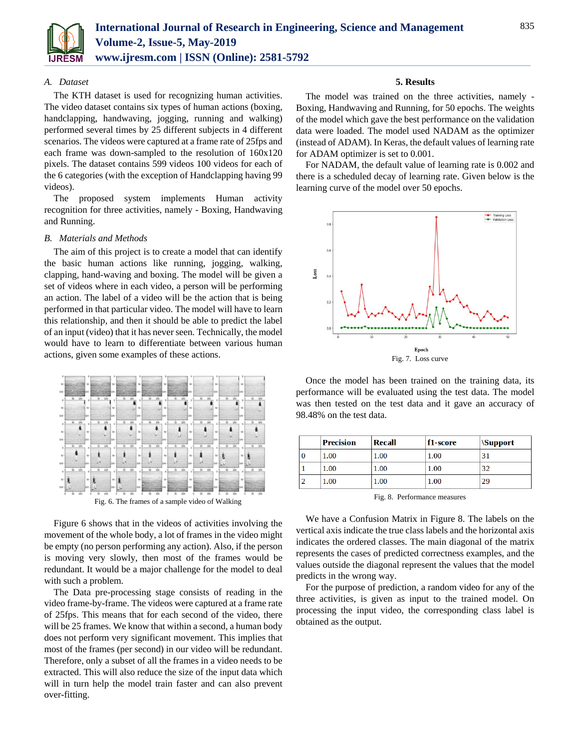### A. Dataset

The KTH dataset is used for recognizing human activities. The video dataset contains six types of human actions (boxing, handclapping, handwaving, jogging, running and walking) performed several times by 25 different subjects in 4 different scenarios. The videos were captured at a frame rate of 25fps and each frame was down-sampled to the resolution of 160x120 pixels. The dataset contains 599 videos 100 videos for each of the 6 categories (with the exception of Handclapping having 99 videos).

The proposed system implements Human activity recognition for three activities, namely - Boxing, Handwaving and Running.

### B. Materials and Methods

The aim of this project is to create a model that can identify the basic human actions like running, jogging, walking, clapping, hand-waving and boxing. The model will be given a set of videos where in each video, a person will be performing an action. The label of a video will be the action that is being performed in that particular video. The model will have to learn this relationship, and then it should be able to predict the label of an input (video) that it has never seen. Technically, the model would have to learn to differentiate between various human actions, given some examples of these actions.

Fig. 6. The frames of a sample video of Walking

Figure 6 shows that in the videos of activities involving the movement of the whole body, a lot of frames in the video might be empty (no person performing any action). Also, if the person is moving very slowly, then most of the frames would be redundant. It would be a major challenge for the model to deal with such a problem.

The Data pre-processing stage consists of reading in the video frame-by-frame. The videos were captured at a frame rate of 25fps. This means that for each second of the video, there will be 25 frames. We know that within a second, a human body does not perform very significant movement. This implies that most of the frames (per second) in our video will be redundant. Therefore, only a subset of all the frames in a video needs to be extracted. This will also reduce the size of the input data which will in turn help the model train faster and can also prevent over-fitting.

## 5. Results

The model was trained on the three activities, namely - Boxing, Handwaving and Running, for 50 epochs. The weights of the model which gave the best performance on the validation data were loaded. The model used NADAM as the optimizer (instead of ADAM). In Keras, the default values of learning rate for ADAM optimizer is set to 0.001.

For NADAM, the default value of learning rate is 0.002 and there is a scheduled decay of learning rate. Given below is the learning curve of the model over 50 epochs.

Fig. 7. Loss curve

Once the model has been trained on the training data, its performance will be evaluated using the test data. The model was then tested on the test data and it gave an accuracy of 98.48% on the test data.

| | Precision | Recall | f1-score | \Support |
|---|---|---|---|---|
| 0 | 1.00 | 1.00 | 1.00 | 31 |
| 1 | 1.00 | 1.00 | 1.00 | 32 |
| 2 | 1.00 | 1.00 | 1.00 | 29 |

Fig. 8. Performance measures

We have a Confusion Matrix in Figure 8. The labels on the vertical axis indicate the true class labels and the horizontal axis indicates the ordered classes. The main diagonal of the matrix represents the cases of predicted correctness examples, and the values outside the diagonal represent the values that the model predicts in the wrong way.

For the purpose of prediction, a random video for any of the three activities, is given as input to the trained model. On processing the input video, the corresponding class label is obtained as the output.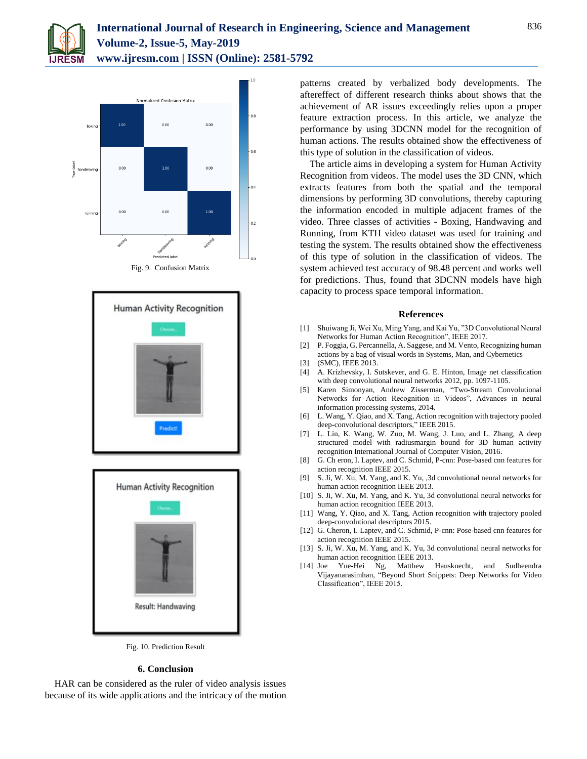Normalized Confusion Matrix

True label: boxing, handwaving, running

Predicted label: boxing, handwaving, running

boxing: 1.00 0.00 0.00

handwaving: 0.00 1.00 0.00

running: 0.00 0.00 1.00

1.0 0.8 0.6 0.4 0.2 0.0

Fig. 9. Confusion Matrix

Human Activity Recognition

Choose...

Predict!

Human Activity Recognition

Choose...

Result: Handwaving

Fig. 10. Prediction Result

## 6. Conclusion

HAR can be considered as the ruler of video analysis issues because of its wide applications and the intricacy of the motion patterns created by verbalized body developments. The aftereffect of different research thinks about shows that the achievement of AR issues exceedingly relies upon a proper feature extraction process. In this article, we analyze the performance by using 3DCNN model for the recognition of human actions. The results obtained show the effectiveness of this type of solution in the classification of videos.

The article aims in developing a system for Human Activity Recognition from videos. The model uses the 3D CNN, which extracts features from both the spatial and the temporal dimensions by performing 3D convolutions, thereby capturing the information encoded in multiple adjacent frames of the video. Three classes of activities - Boxing, Handwaving and Running, from KTH video dataset was used for training and testing the system. The results obtained show the effectiveness of this type of solution in the classification of videos. The system achieved test accuracy of 98.48 percent and works well for predictions. Thus, found that 3DCNN models have high capacity to process space temporal information.

## References

[1] Shuiwang Ji, Wei Xu, Ming Yang, and Kai Yu, "3D Convolutional Neural Networks for Human Action Recognition", IEEE 2017.

[2] P. Foggia, G. Percannella, A. Saggese, and M. Vento, Recognizing human actions by a bag of visual words in Systems, Man, and Cybernetics

[3] (SMC), IEEE 2013.

[4] A. Krizhevsky, I. Sutskever, and G. E. Hinton, Image net classification with deep convolutional neural networks 2012, pp. 1097-1105.

[5] Karen Simonyan, Andrew Zisserman, "Two-Stream Convolutional Networks for Action Recognition in Videos", Advances in neural information processing systems, 2014.

[6] L. Wang, Y. Qiao, and X. Tang, Action recognition with trajectory pooled deep-convolutional descriptors," IEEE 2015.

[7] L. Lin, K. Wang, W. Zuo, M. Wang, J. Luo, and L. Zhang, A deep structured model with radiusmargin bound for 3D human activity recognition International Journal of Computer Vision, 2016.

[8] G. Ch eron, I. Laptev, and C. Schmid, P-cnn: Pose-based cnn features for action recognition IEEE 2015.

[9] S. Ji, W. Xu, M. Yang, and K. Yu, ,3d convolutional neural networks for human action recognition IEEE 2013.

[10] S. Ji, W. Xu, M. Yang, and K. Yu, 3d convolutional neural networks for human action recognition IEEE 2013.

[11] Wang, Y. Qiao, and X. Tang, Action recognition with trajectory pooled deep-convolutional descriptors 2015.

[12] G. Cheron, I. Laptev, and C. Schmid, P-cnn: Pose-based cnn features for action recognition IEEE 2015.

[13] S. Ji, W. Xu, M. Yang, and K. Yu, 3d convolutional neural networks for human action recognition IEEE 2013.

[14] Joe Yue-Hei Ng, Matthew Hausknecht, and Sudheendra Vijayanarasimhan, "Beyond Short Snippets: Deep Networks for Video Classification", IEEE 2015.